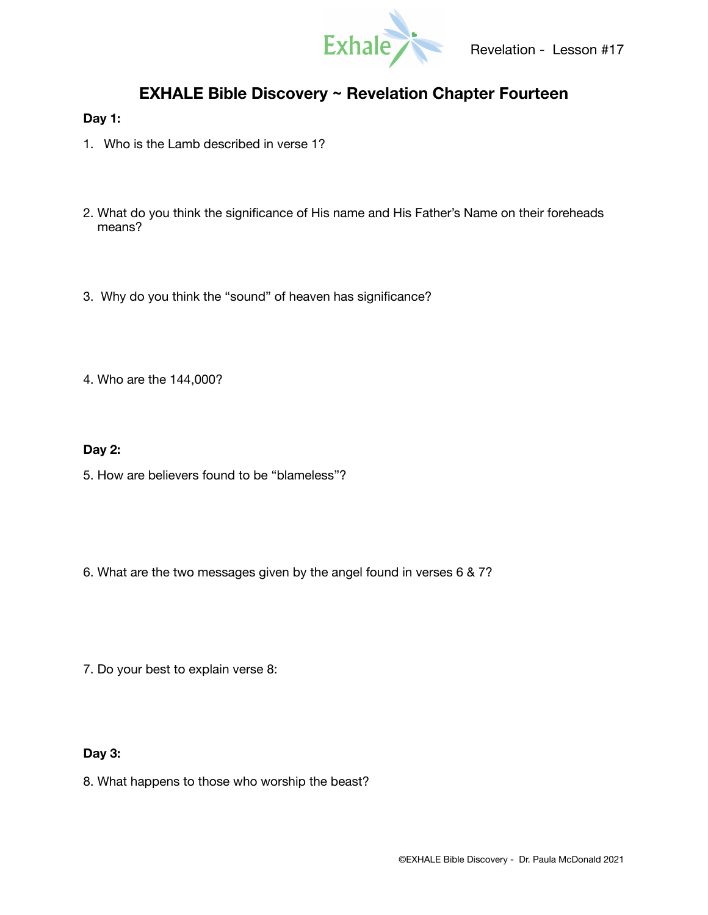Exhale Revelation - Lesson #17

# EXHALE Bible Discovery ~ Revelation Chapter Fourteen

**Day 1:**

1. Who is the Lamb described in verse 1?

2. What do you think the significance of His name and His Father's Name on their foreheads means?

3. Why do you think the "sound" of heaven has significance?

4. Who are the 144,000?

**Day 2:**

5. How are believers found to be "blameless"?

6. What are the two messages given by the angel found in verses 6 & 7?

7. Do your best to explain verse 8:

**Day 3:**

8. What happens to those who worship the beast?

©EXHALE Bible Discovery - Dr. Paula McDonald 2021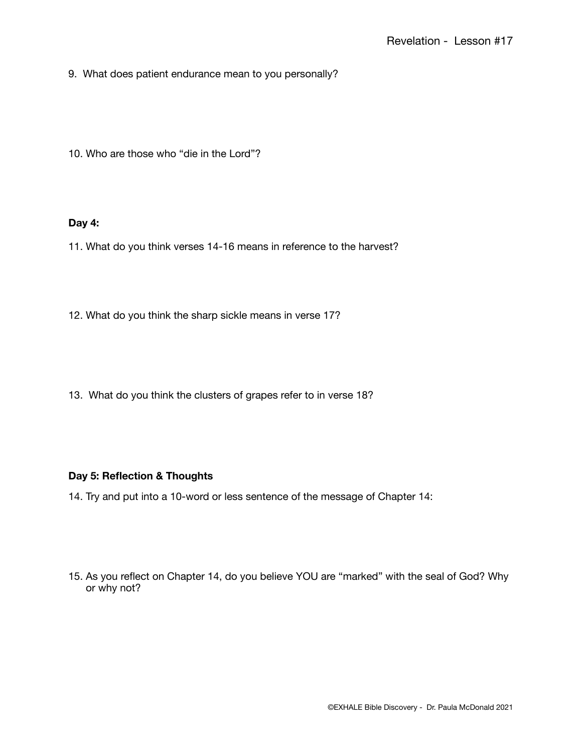9. What does patient endurance mean to you personally?

10. Who are those who "die in the Lord"?

**Day 4:**

11. What do you think verses 14-16 means in reference to the harvest?

12. What do you think the sharp sickle means in verse 17?

13. What do you think the clusters of grapes refer to in verse 18?

**Day 5: Reflection & Thoughts**

14. Try and put into a 10-word or less sentence of the message of Chapter 14:

15. As you reflect on Chapter 14, do you believe YOU are "marked" with the seal of God? Why or why not?